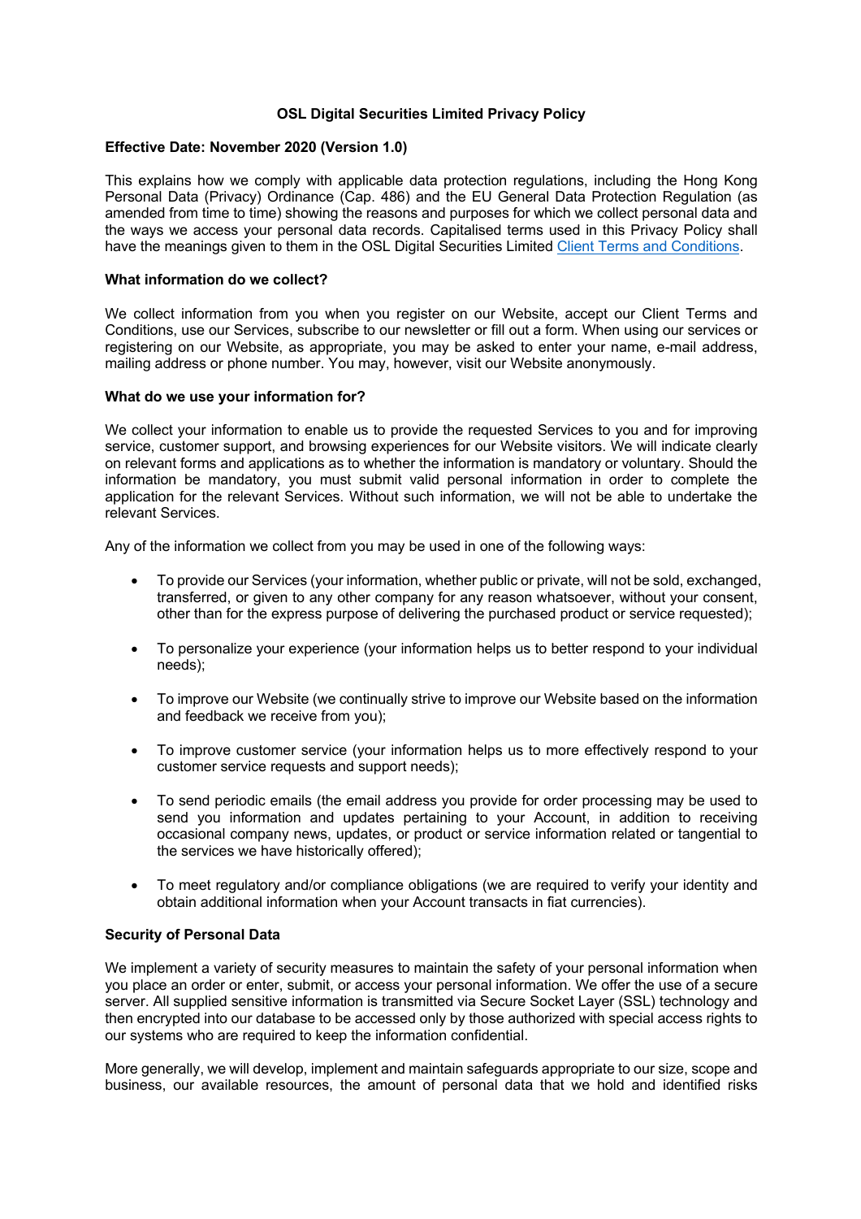# OSL Digital Securities Limited Privacy Policy

**Effective Date: November 2020 (Version 1.0)**

This explains how we comply with applicable data protection regulations, including the Hong Kong Personal Data (Privacy) Ordinance (Cap. 486) and the EU General Data Protection Regulation (as amended from time to time) showing the reasons and purposes for which we collect personal data and the ways we access your personal data records. Capitalised terms used in this Privacy Policy shall have the meanings given to them in the OSL Digital Securities Limited Client Terms and Conditions.

## What information do we collect?

We collect information from you when you register on our Website, accept our Client Terms and Conditions, use our Services, subscribe to our newsletter or fill out a form. When using our services or registering on our Website, as appropriate, you may be asked to enter your name, e-mail address, mailing address or phone number. You may, however, visit our Website anonymously.

## What do we use your information for?

We collect your information to enable us to provide the requested Services to you and for improving service, customer support, and browsing experiences for our Website visitors. We will indicate clearly on relevant forms and applications as to whether the information is mandatory or voluntary. Should the information be mandatory, you must submit valid personal information in order to complete the application for the relevant Services. Without such information, we will not be able to undertake the relevant Services.

Any of the information we collect from you may be used in one of the following ways:

- To provide our Services (your information, whether public or private, will not be sold, exchanged, transferred, or given to any other company for any reason whatsoever, without your consent, other than for the express purpose of delivering the purchased product or service requested);
- To personalize your experience (your information helps us to better respond to your individual needs);
- To improve our Website (we continually strive to improve our Website based on the information and feedback we receive from you);
- To improve customer service (your information helps us to more effectively respond to your customer service requests and support needs);
- To send periodic emails (the email address you provide for order processing may be used to send you information and updates pertaining to your Account, in addition to receiving occasional company news, updates, or product or service information related or tangential to the services we have historically offered);
- To meet regulatory and/or compliance obligations (we are required to verify your identity and obtain additional information when your Account transacts in fiat currencies).

## Security of Personal Data

We implement a variety of security measures to maintain the safety of your personal information when you place an order or enter, submit, or access your personal information. We offer the use of a secure server. All supplied sensitive information is transmitted via Secure Socket Layer (SSL) technology and then encrypted into our database to be accessed only by those authorized with special access rights to our systems who are required to keep the information confidential.

More generally, we will develop, implement and maintain safeguards appropriate to our size, scope and business, our available resources, the amount of personal data that we hold and identified risks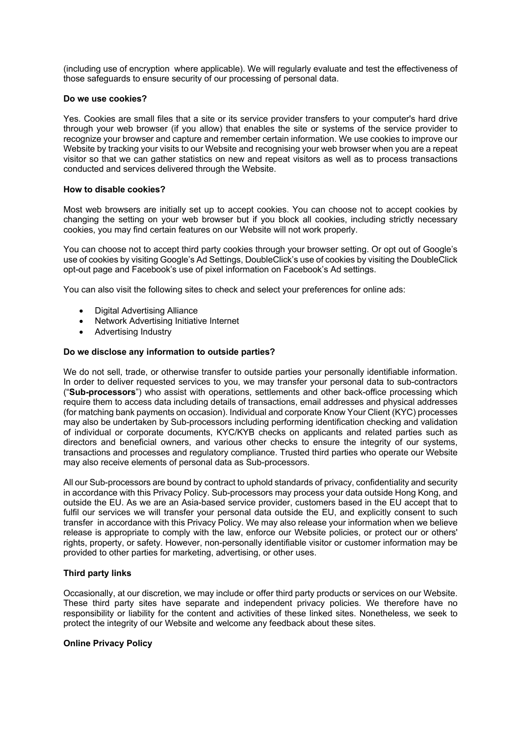(including use of encryption where applicable). We will regularly evaluate and test the effectiveness of those safeguards to ensure security of our processing of personal data.

**Do we use cookies?**

Yes. Cookies are small files that a site or its service provider transfers to your computer's hard drive through your web browser (if you allow) that enables the site or systems of the service provider to recognize your browser and capture and remember certain information. We use cookies to improve our Website by tracking your visits to our Website and recognising your web browser when you are a repeat visitor so that we can gather statistics on new and repeat visitors as well as to process transactions conducted and services delivered through the Website.

**How to disable cookies?**

Most web browsers are initially set up to accept cookies. You can choose not to accept cookies by changing the setting on your web browser but if you block all cookies, including strictly necessary cookies, you may find certain features on our Website will not work properly.

You can choose not to accept third party cookies through your browser setting. Or opt out of Google's use of cookies by visiting Google's Ad Settings, DoubleClick's use of cookies by visiting the DoubleClick opt-out page and Facebook's use of pixel information on Facebook's Ad settings.

You can also visit the following sites to check and select your preferences for online ads:

- Digital Advertising Alliance
- Network Advertising Initiative Internet
- Advertising Industry

**Do we disclose any information to outside parties?**

We do not sell, trade, or otherwise transfer to outside parties your personally identifiable information. In order to deliver requested services to you, we may transfer your personal data to sub-contractors ("**Sub-processors**") who assist with operations, settlements and other back-office processing which require them to access data including details of transactions, email addresses and physical addresses (for matching bank payments on occasion). Individual and corporate Know Your Client (KYC) processes may also be undertaken by Sub-processors including performing identification checking and validation of individual or corporate documents, KYC/KYB checks on applicants and related parties such as directors and beneficial owners, and various other checks to ensure the integrity of our systems, transactions and processes and regulatory compliance. Trusted third parties who operate our Website may also receive elements of personal data as Sub-processors.

All our Sub-processors are bound by contract to uphold standards of privacy, confidentiality and security in accordance with this Privacy Policy. Sub-processors may process your data outside Hong Kong, and outside the EU. As we are an Asia-based service provider, customers based in the EU accept that to fulfil our services we will transfer your personal data outside the EU, and explicitly consent to such transfer in accordance with this Privacy Policy. We may also release your information when we believe release is appropriate to comply with the law, enforce our Website policies, or protect our or others' rights, property, or safety. However, non-personally identifiable visitor or customer information may be provided to other parties for marketing, advertising, or other uses.

**Third party links**

Occasionally, at our discretion, we may include or offer third party products or services on our Website. These third party sites have separate and independent privacy policies. We therefore have no responsibility or liability for the content and activities of these linked sites. Nonetheless, we seek to protect the integrity of our Website and welcome any feedback about these sites.

**Online Privacy Policy**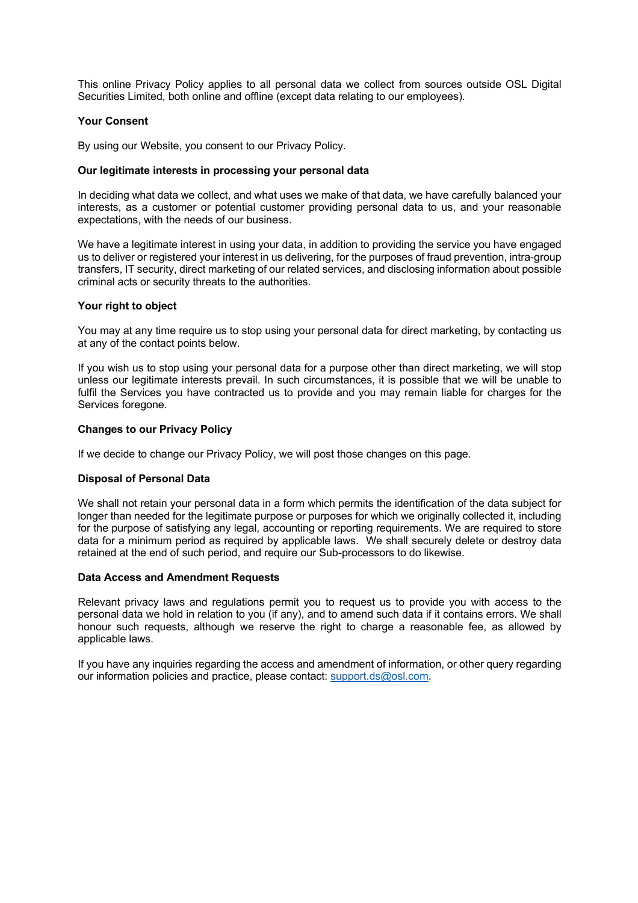This online Privacy Policy applies to all personal data we collect from sources outside OSL Digital Securities Limited, both online and offline (except data relating to our employees).

**Your Consent**

By using our Website, you consent to our Privacy Policy.

**Our legitimate interests in processing your personal data**

In deciding what data we collect, and what uses we make of that data, we have carefully balanced your interests, as a customer or potential customer providing personal data to us, and your reasonable expectations, with the needs of our business.

We have a legitimate interest in using your data, in addition to providing the service you have engaged us to deliver or registered your interest in us delivering, for the purposes of fraud prevention, intra-group transfers, IT security, direct marketing of our related services, and disclosing information about possible criminal acts or security threats to the authorities.

**Your right to object**

You may at any time require us to stop using your personal data for direct marketing, by contacting us at any of the contact points below.

If you wish us to stop using your personal data for a purpose other than direct marketing, we will stop unless our legitimate interests prevail. In such circumstances, it is possible that we will be unable to fulfil the Services you have contracted us to provide and you may remain liable for charges for the Services foregone.

**Changes to our Privacy Policy**

If we decide to change our Privacy Policy, we will post those changes on this page.

**Disposal of Personal Data**

We shall not retain your personal data in a form which permits the identification of the data subject for longer than needed for the legitimate purpose or purposes for which we originally collected it, including for the purpose of satisfying any legal, accounting or reporting requirements. We are required to store data for a minimum period as required by applicable laws. We shall securely delete or destroy data retained at the end of such period, and require our Sub-processors to do likewise.

**Data Access and Amendment Requests**

Relevant privacy laws and regulations permit you to request us to provide you with access to the personal data we hold in relation to you (if any), and to amend such data if it contains errors. We shall honour such requests, although we reserve the right to charge a reasonable fee, as allowed by applicable laws.

If you have any inquiries regarding the access and amendment of information, or other query regarding our information policies and practice, please contact: support.ds@osl.com.